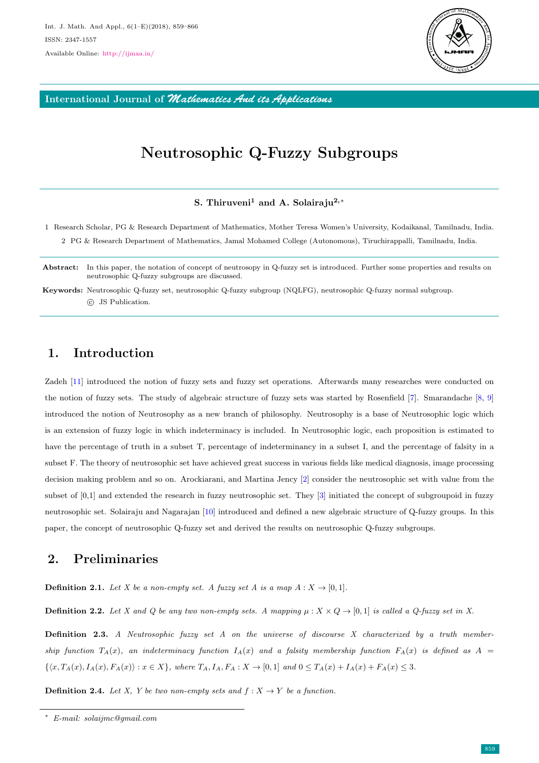# Neutrosophic Q-Fuzzy Subgroups

**S. Thiruveni[1] and A. Solairaju[2,*]**

1 Research Scholar, PG & Research Department of Mathematics, Mother Teresa Women's University, Kodaikanal, Tamilnadu, India.

2 PG & Research Department of Mathematics, Jamal Mohamed College (Autonomous), Tiruchirappalli, Tamilnadu, India.

**Abstract:** In this paper, the notation of concept of neutrosopy in Q-fuzzy set is introduced. Further some properties and results on neutrosophic Q-fuzzy subgroups are discussed.

**Keywords:** Neutrosophic Q-fuzzy set, neutrosophic Q-fuzzy subgroup (NQLFG), neutrosophic Q-fuzzy normal subgroup.
© JS Publication.

## 1. Introduction

Zadeh [11] introduced the notion of fuzzy sets and fuzzy set operations. Afterwards many researches were conducted on the notion of fuzzy sets. The study of algebraic structure of fuzzy sets was started by Rosenfield [7]. Smarandache [8, 9] introduced the notion of Neutrosophy as a new branch of philosophy. Neutrosophy is a base of Neutrosophic logic which is an extension of fuzzy logic in which indeterminacy is included. In Neutrosophic logic, each proposition is estimated to have the percentage of truth in a subset T, percentage of indeterminacy in a subset I, and the percentage of falsity in a subset F. The theory of neutrosophic set have achieved great success in various fields like medical diagnosis, image processing decision making problem and so on. Arockiarani, and Martina Jency [2] consider the neutrosophic set with value from the subset of [0,1] and extended the research in fuzzy neutrosophic set. They [3] initiated the concept of subgroupoid in fuzzy neutrosophic set. Solairaju and Nagarajan [10] introduced and defined a new algebraic structure of Q-fuzzy groups. In this paper, the concept of neutrosophic Q-fuzzy set and derived the results on neutrosophic Q-fuzzy subgroups.

## 2. Preliminaries

**Definition 2.1.** *Let X be a non-empty set. A fuzzy set A is a map $A : X \to [0,1]$.*

**Definition 2.2.** *Let X and Q be any two non-empty sets. A mapping $\mu : X \times Q \to [0,1]$ is called a Q-fuzzy set in X.*

**Definition 2.3.** *A Neutrosophic fuzzy set A on the universe of discourse X characterized by a truth membership function $T_A(x)$, an indeterminacy function $I_A(x)$ and a falsity membership function $F_A(x)$ is defined as $A = \{\langle x, T_A(x), I_A(x), F_A(x)\rangle : x \in X\}$, where $T_A, I_A, F_A : X \to [0,1]$ and $0 \leq T_A(x) + I_A(x) + F_A(x) \leq 3$.*

**Definition 2.4.** *Let X, Y be two non-empty sets and $f : X \to Y$ be a function.*

* E-mail: solaijmc@gmail.com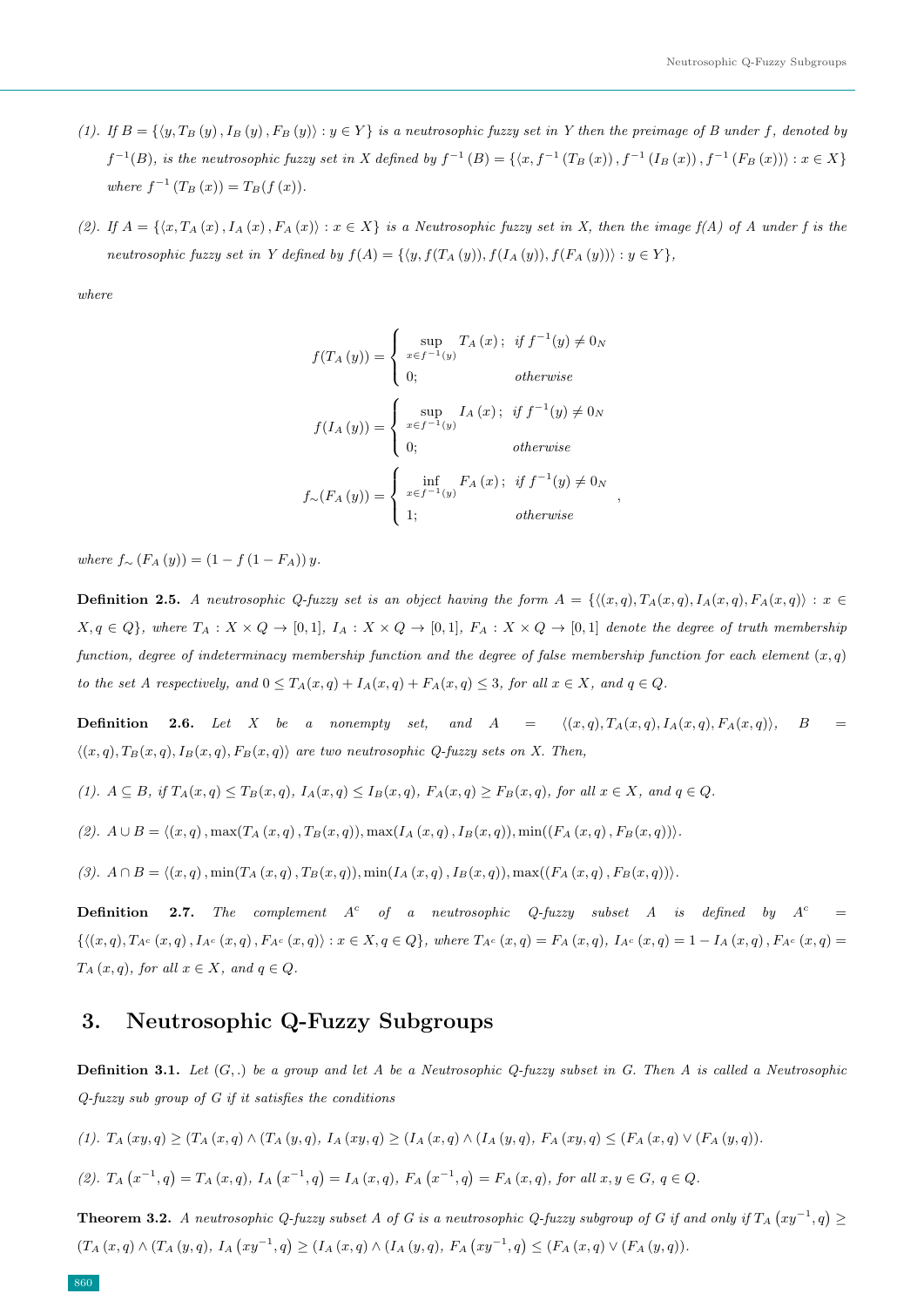*(1). If $B = \{\langle y, T_B(y), I_B(y), F_B(y)\rangle : y \in Y\}$ is a neutrosophic fuzzy set in Y then the preimage of B under f, denoted by $f^{-1}(B)$, is the neutrosophic fuzzy set in X defined by $f^{-1}(B) = \{\langle x, f^{-1}(T_B(x)), f^{-1}(I_B(x)), f^{-1}(F_B(x))\rangle : x \in X\}$ where $f^{-1}(T_B(x)) = T_B(f(x))$.*

*(2). If $A = \{\langle x, T_A(x), I_A(x), F_A(x)\rangle : x \in X\}$ is a Neutrosophic fuzzy set in X, then the image f(A) of A under f is the neutrosophic fuzzy set in Y defined by $f(A) = \{\langle y, f(T_A(y)), f(I_A(y)), f(F_A(y))\rangle : y \in Y\}$,*

*where*

$$f(T_A(y)) = \begin{cases} \sup\limits_{x \in f^{-1}(y)} T_A(x); & \text{if } f^{-1}(y) \neq 0_N \\ 0; & \text{otherwise} \end{cases}$$

$$f(I_A(y)) = \begin{cases} \sup\limits_{x \in f^{-1}(y)} I_A(x); & \text{if } f^{-1}(y) \neq 0_N \\ 0; & \text{otherwise} \end{cases}$$

$$f_{\sim}(F_A(y)) = \begin{cases} \inf\limits_{x \in f^{-1}(y)} F_A(x); & \text{if } f^{-1}(y) \neq 0_N \\ 1; & \text{otherwise} \end{cases},$$

*where $f_{\sim}(F_A(y)) = (1 - f(1 - F_A))\, y$.*

**Definition 2.5.** *A neutrosophic Q-fuzzy set is an object having the form $A = \{\langle (x,q), T_A(x,q), I_A(x,q), F_A(x,q)\rangle : x \in X, q \in Q\}$, where $T_A : X \times Q \to [0,1]$, $I_A : X \times Q \to [0,1]$, $F_A : X \times Q \to [0,1]$ denote the degree of truth membership function, degree of indeterminacy membership function and the degree of false membership function for each element $(x,q)$ to the set A respectively, and $0 \leq T_A(x,q) + I_A(x,q) + F_A(x,q) \leq 3$, for all $x \in X$, and $q \in Q$.*

**Definition 2.6.** *Let X be a nonempty set, and $A = \langle (x,q), T_A(x,q), I_A(x,q), F_A(x,q)\rangle$, $B = \langle (x,q), T_B(x,q), I_B(x,q), F_B(x,q)\rangle$ are two neutrosophic Q-fuzzy sets on X. Then,*

*(1). $A \subseteq B$, if $T_A(x,q) \leq T_B(x,q)$, $I_A(x,q) \leq I_B(x,q)$, $F_A(x,q) \geq F_B(x,q)$, for all $x \in X$, and $q \in Q$.*

*(2). $A \cup B = \langle (x,q), \max(T_A(x,q), T_B(x,q)), \max(I_A(x,q), I_B(x,q)), \min((F_A(x,q), F_B(x,q))\rangle$.*

*(3). $A \cap B = \langle (x,q), \min(T_A(x,q), T_B(x,q)), \min(I_A(x,q), I_B(x,q)), \max((F_A(x,q), F_B(x,q))\rangle$.*

**Definition 2.7.** *The complement $A^c$ of a neutrosophic Q-fuzzy subset A is defined by $A^c = \{\langle (x,q), T_{A^c}(x,q), I_{A^c}(x,q), F_{A^c}(x,q)\rangle : x \in X, q \in Q\}$, where $T_{A^c}(x,q) = F_A(x,q)$, $I_{A^c}(x,q) = 1 - I_A(x,q)$, $F_{A^c}(x,q) = T_A(x,q)$, for all $x \in X$, and $q \in Q$.*

## 3. Neutrosophic Q-Fuzzy Subgroups

**Definition 3.1.** *Let $(G, .)$ be a group and let A be a Neutrosophic Q-fuzzy subset in G. Then A is called a Neutrosophic Q-fuzzy sub group of G if it satisfies the conditions*

*(1). $T_A(xy,q) \geq (T_A(x,q) \wedge (T_A(y,q)$, $I_A(xy,q) \geq (I_A(x,q) \wedge (I_A(y,q)$, $F_A(xy,q) \leq (F_A(x,q) \vee (F_A(y,q))$.*

*(2). $T_A(x^{-1},q) = T_A(x,q)$, $I_A(x^{-1},q) = I_A(x,q)$, $F_A(x^{-1},q) = F_A(x,q)$, for all $x, y \in G$, $q \in Q$.*

**Theorem 3.2.** *A neutrosophic Q-fuzzy subset A of G is a neutrosophic Q-fuzzy subgroup of G if and only if $T_A(xy^{-1},q) \geq (T_A(x,q) \wedge (T_A(y,q)$, $I_A(xy^{-1},q) \geq (I_A(x,q) \wedge (I_A(y,q)$, $F_A(xy^{-1},q) \leq (F_A(x,q) \vee (F_A(y,q))$.*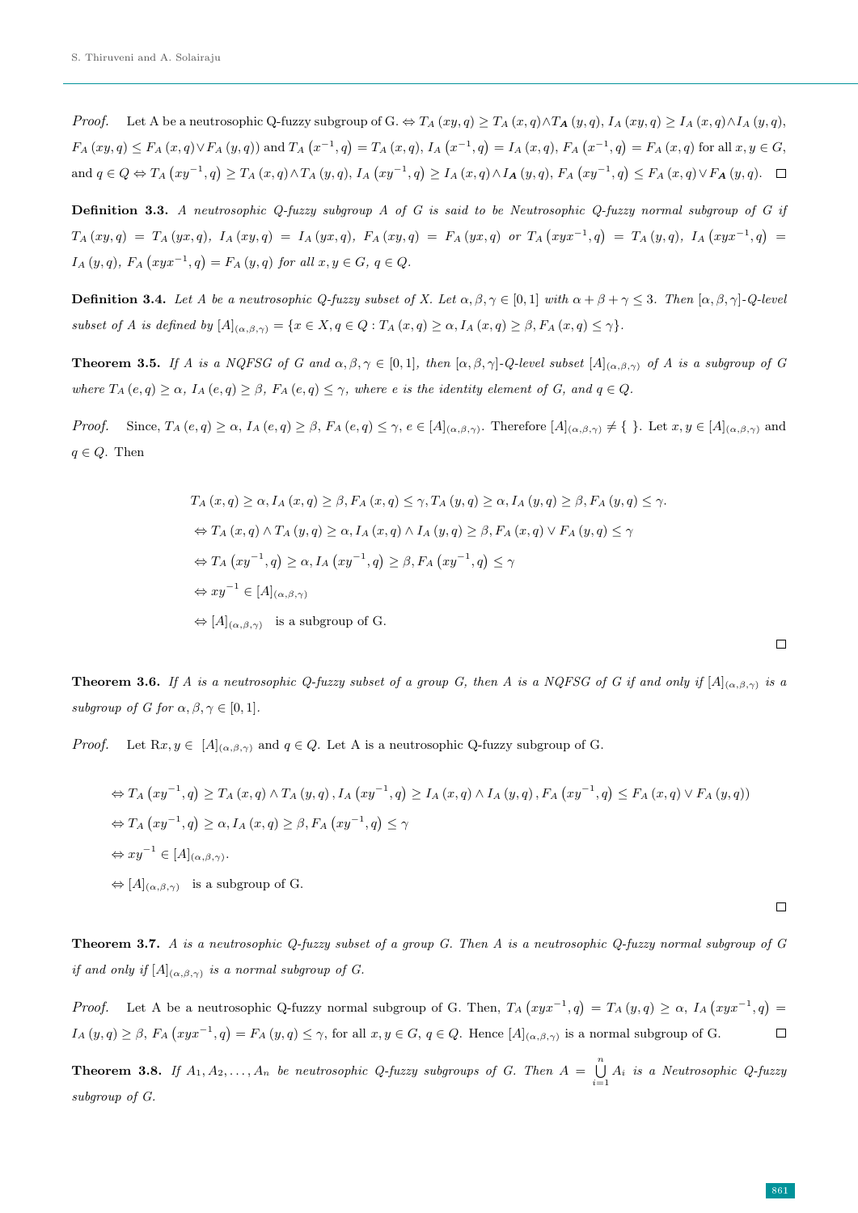*Proof.* Let A be a neutrosophic Q-fuzzy subgroup of G. $\Leftrightarrow T_A(xy,q) \geq T_A(x,q) \wedge T_{\boldsymbol{A}}(y,q)$, $I_A(xy,q) \geq I_A(x,q) \wedge I_A(y,q)$, $F_A(xy,q) \leq F_A(x,q) \vee F_A(y,q))$ and $T_A(x^{-1},q) = T_A(x,q)$, $I_A(x^{-1},q) = I_A(x,q)$, $F_A(x^{-1},q) = F_A(x,q)$ for all $x,y \in G$, and $q \in Q \Leftrightarrow T_A(xy^{-1},q) \geq T_A(x,q) \wedge T_A(y,q)$, $I_A(xy^{-1},q) \geq I_A(x,q) \wedge I_{\boldsymbol{A}}(y,q)$, $F_A(xy^{-1},q) \leq F_A(x,q) \vee F_{\boldsymbol{A}}(y,q)$. $\square$

**Definition 3.3.** *A neutrosophic Q-fuzzy subgroup A of G is said to be Neutrosophic Q-fuzzy normal subgroup of G if* $T_A(xy,q) = T_A(yx,q)$, $I_A(xy,q) = I_A(yx,q)$, $F_A(xy,q) = F_A(yx,q)$ *or* $T_A(xyx^{-1},q) = T_A(y,q)$, $I_A(xyx^{-1},q) = I_A(y,q)$, $F_A(xyx^{-1},q) = F_A(y,q)$ *for all* $x,y \in G$, $q \in Q$.

**Definition 3.4.** *Let A be a neutrosophic Q-fuzzy subset of X. Let* $\alpha,\beta,\gamma \in [0,1]$ *with* $\alpha+\beta+\gamma \leq 3$. *Then* $[\alpha,\beta,\gamma]$*-Q-level subset of A is defined by* $[A]_{(\alpha,\beta,\gamma)} = \{x \in X, q \in Q : T_A(x,q) \geq \alpha, I_A(x,q) \geq \beta, F_A(x,q) \leq \gamma\}$.

**Theorem 3.5.** *If A is a NQFSG of G and* $\alpha,\beta,\gamma \in [0,1]$, *then* $[\alpha,\beta,\gamma]$*-Q-level subset* $[A]_{(\alpha,\beta,\gamma)}$ *of A is a subgroup of G where* $T_A(e,q) \geq \alpha$, $I_A(e,q) \geq \beta$, $F_A(e,q) \leq \gamma$, *where e is the identity element of G, and* $q \in Q$.

*Proof.* Since, $T_A(e,q) \geq \alpha$, $I_A(e,q) \geq \beta$, $F_A(e,q) \leq \gamma$, $e \in [A]_{(\alpha,\beta,\gamma)}$. Therefore $[A]_{(\alpha,\beta,\gamma)} \neq \{\ \}$. Let $x,y \in [A]_{(\alpha,\beta,\gamma)}$ and $q \in Q$. Then

$$
\begin{aligned}
&T_A(x,q) \geq \alpha, I_A(x,q) \geq \beta, F_A(x,q) \leq \gamma, T_A(y,q) \geq \alpha, I_A(y,q) \geq \beta, F_A(y,q) \leq \gamma.\\
&\Leftrightarrow T_A(x,q) \wedge T_A(y,q) \geq \alpha, I_A(x,q) \wedge I_A(y,q) \geq \beta, F_A(x,q) \vee F_A(y,q) \leq \gamma\\
&\Leftrightarrow T_A(xy^{-1},q) \geq \alpha, I_A(xy^{-1},q) \geq \beta, F_A(xy^{-1},q) \leq \gamma\\
&\Leftrightarrow xy^{-1} \in [A]_{(\alpha,\beta,\gamma)}\\
&\Leftrightarrow [A]_{(\alpha,\beta,\gamma)} \quad \text{is a subgroup of G.}
\end{aligned}
$$

$\square$

**Theorem 3.6.** *If A is a neutrosophic Q-fuzzy subset of a group G, then A is a NQFSG of G if and only if* $[A]_{(\alpha,\beta,\gamma)}$ *is a subgroup of G for* $\alpha,\beta,\gamma \in [0,1]$.

*Proof.* Let R$x,y \in [A]_{(\alpha,\beta,\gamma)}$ and $q \in Q$. Let A is a neutrosophic Q-fuzzy subgroup of G.

$$
\begin{aligned}
&\Leftrightarrow T_A(xy^{-1},q) \geq T_A(x,q) \wedge T_A(y,q), I_A(xy^{-1},q) \geq I_A(x,q) \wedge I_A(y,q), F_A(xy^{-1},q) \leq F_A(x,q) \vee F_A(y,q))\\
&\Leftrightarrow T_A(xy^{-1},q) \geq \alpha, I_A(x,q) \geq \beta, F_A(xy^{-1},q) \leq \gamma\\
&\Leftrightarrow xy^{-1} \in [A]_{(\alpha,\beta,\gamma)}.\\
&\Leftrightarrow [A]_{(\alpha,\beta,\gamma)} \quad \text{is a subgroup of G.}
\end{aligned}
$$

$\square$

**Theorem 3.7.** *A is a neutrosophic Q-fuzzy subset of a group G. Then A is a neutrosophic Q-fuzzy normal subgroup of G if and only if* $[A]_{(\alpha,\beta,\gamma)}$ *is a normal subgroup of G.*

*Proof.* Let A be a neutrosophic Q-fuzzy normal subgroup of G. Then, $T_A(xyx^{-1},q) = T_A(y,q) \geq \alpha$, $I_A(xyx^{-1},q) = I_A(y,q) \geq \beta$, $F_A(xyx^{-1},q) = F_A(y,q) \leq \gamma$, for all $x,y \in G$, $q \in Q$. Hence $[A]_{(\alpha,\beta,\gamma)}$ is a normal subgroup of G. $\square$

**Theorem 3.8.** *If* $A_1, A_2, \ldots, A_n$ *be neutrosophic Q-fuzzy subgroups of G. Then* $A = \bigcup_{i=1}^{n} A_i$ *is a Neutrosophic Q-fuzzy subgroup of G.*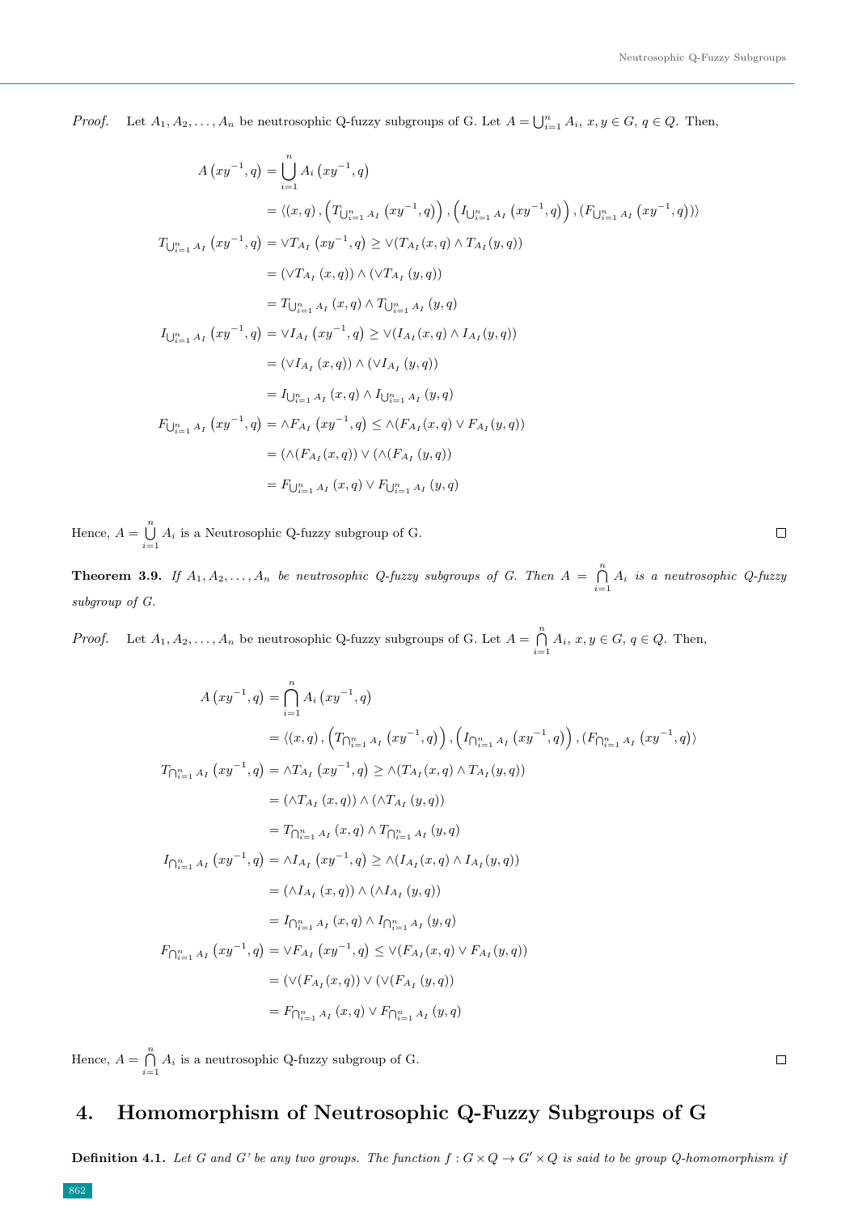*Proof.* Let $A_1, A_2, \ldots, A_n$ be neutrosophic Q-fuzzy subgroups of G. Let $A = \bigcup_{i=1}^{n} A_i$, $x, y \in G$, $q \in Q$. Then,

$$
\begin{aligned}
A\left(xy^{-1}, q\right) &= \bigcup_{i=1}^{n} A_i\left(xy^{-1}, q\right) \\
&= \left\langle (x, q), \left(T_{\bigcup_{i=1}^{n} A_I}\left(xy^{-1}, q\right)\right), \left(I_{\bigcup_{i=1}^{n} A_I}\left(xy^{-1}, q\right)\right), \left(F_{\bigcup_{i=1}^{n} A_I}\left(xy^{-1}, q\right)\right)\right\rangle \\
T_{\bigcup_{i=1}^{n} A_I}\left(xy^{-1}, q\right) &= \vee T_{A_I}\left(xy^{-1}, q\right) \geq \vee (T_{A_I}(x, q) \wedge T_{A_I}(y, q)) \\
&= (\vee T_{A_I}(x, q)) \wedge (\vee T_{A_I}(y, q)) \\
&= T_{\bigcup_{i=1}^{n} A_I}(x, q) \wedge T_{\bigcup_{i=1}^{n} A_I}(y, q) \\
I_{\bigcup_{i=1}^{n} A_I}\left(xy^{-1}, q\right) &= \vee I_{A_I}\left(xy^{-1}, q\right) \geq \vee (I_{A_I}(x, q) \wedge I_{A_I}(y, q)) \\
&= (\vee I_{A_I}(x, q)) \wedge (\vee I_{A_I}(y, q)) \\
&= I_{\bigcup_{i=1}^{n} A_I}(x, q) \wedge I_{\bigcup_{i=1}^{n} A_I}(y, q) \\
F_{\bigcup_{i=1}^{n} A_I}\left(xy^{-1}, q\right) &= \wedge F_{A_I}\left(xy^{-1}, q\right) \leq \wedge (F_{A_I}(x, q) \vee F_{A_I}(y, q)) \\
&= (\wedge (F_{A_I}(x, q)) \vee (\wedge (F_{A_I}(y, q)) \\
&= F_{\bigcup_{i=1}^{n} A_I}(x, q) \vee F_{\bigcup_{i=1}^{n} A_I}(y, q)
\end{aligned}
$$

Hence, $A = \bigcup_{i=1}^{n} A_i$ is a Neutrosophic Q-fuzzy subgroup of G. ∎

**Theorem 3.9.** *If $A_1, A_2, \ldots, A_n$ be neutrosophic Q-fuzzy subgroups of G. Then $A = \bigcap_{i=1}^{n} A_i$ is a neutrosophic Q-fuzzy subgroup of G.*

*Proof.* Let $A_1, A_2, \ldots, A_n$ be neutrosophic Q-fuzzy subgroups of G. Let $A = \bigcap_{i=1}^{n} A_i$, $x, y \in G$, $q \in Q$. Then,

$$
\begin{aligned}
A\left(xy^{-1}, q\right) &= \bigcap_{i=1}^{n} A_i\left(xy^{-1}, q\right) \\
&= \left\langle (x, q), \left(T_{\bigcap_{i=1}^{n} A_I}\left(xy^{-1}, q\right)\right), \left(I_{\bigcap_{i=1}^{n} A_I}\left(xy^{-1}, q\right)\right), \left(F_{\bigcap_{i=1}^{n} A_I}\left(xy^{-1}, q\right)\right)\right\rangle \\
T_{\bigcap_{i=1}^{n} A_I}\left(xy^{-1}, q\right) &= \wedge T_{A_I}\left(xy^{-1}, q\right) \geq \wedge (T_{A_I}(x, q) \wedge T_{A_I}(y, q)) \\
&= (\wedge T_{A_I}(x, q)) \wedge (\wedge T_{A_I}(y, q)) \\
&= T_{\bigcap_{i=1}^{n} A_I}(x, q) \wedge T_{\bigcap_{i=1}^{n} A_I}(y, q) \\
I_{\bigcap_{i=1}^{n} A_I}\left(xy^{-1}, q\right) &= \wedge I_{A_I}\left(xy^{-1}, q\right) \geq \wedge (I_{A_I}(x, q) \wedge I_{A_I}(y, q)) \\
&= (\wedge I_{A_I}(x, q)) \wedge (\wedge I_{A_I}(y, q)) \\
&= I_{\bigcap_{i=1}^{n} A_I}(x, q) \wedge I_{\bigcap_{i=1}^{n} A_I}(y, q) \\
F_{\bigcap_{i=1}^{n} A_I}\left(xy^{-1}, q\right) &= \vee F_{A_I}\left(xy^{-1}, q\right) \leq \vee (F_{A_I}(x, q) \vee F_{A_I}(y, q)) \\
&= (\vee (F_{A_I}(x, q)) \vee (\vee (F_{A_I}(y, q)) \\
&= F_{\bigcap_{i=1}^{n} A_I}(x, q) \vee F_{\bigcap_{i=1}^{n} A_I}(y, q)
\end{aligned}
$$

Hence, $A = \bigcap_{i=1}^{n} A_i$ is a neutrosophic Q-fuzzy subgroup of G. ∎

## 4. Homomorphism of Neutrosophic Q-Fuzzy Subgroups of G

**Definition 4.1.** *Let G and G' be any two groups. The function $f : G \times Q \to G' \times Q$ is said to be group Q-homomorphism if*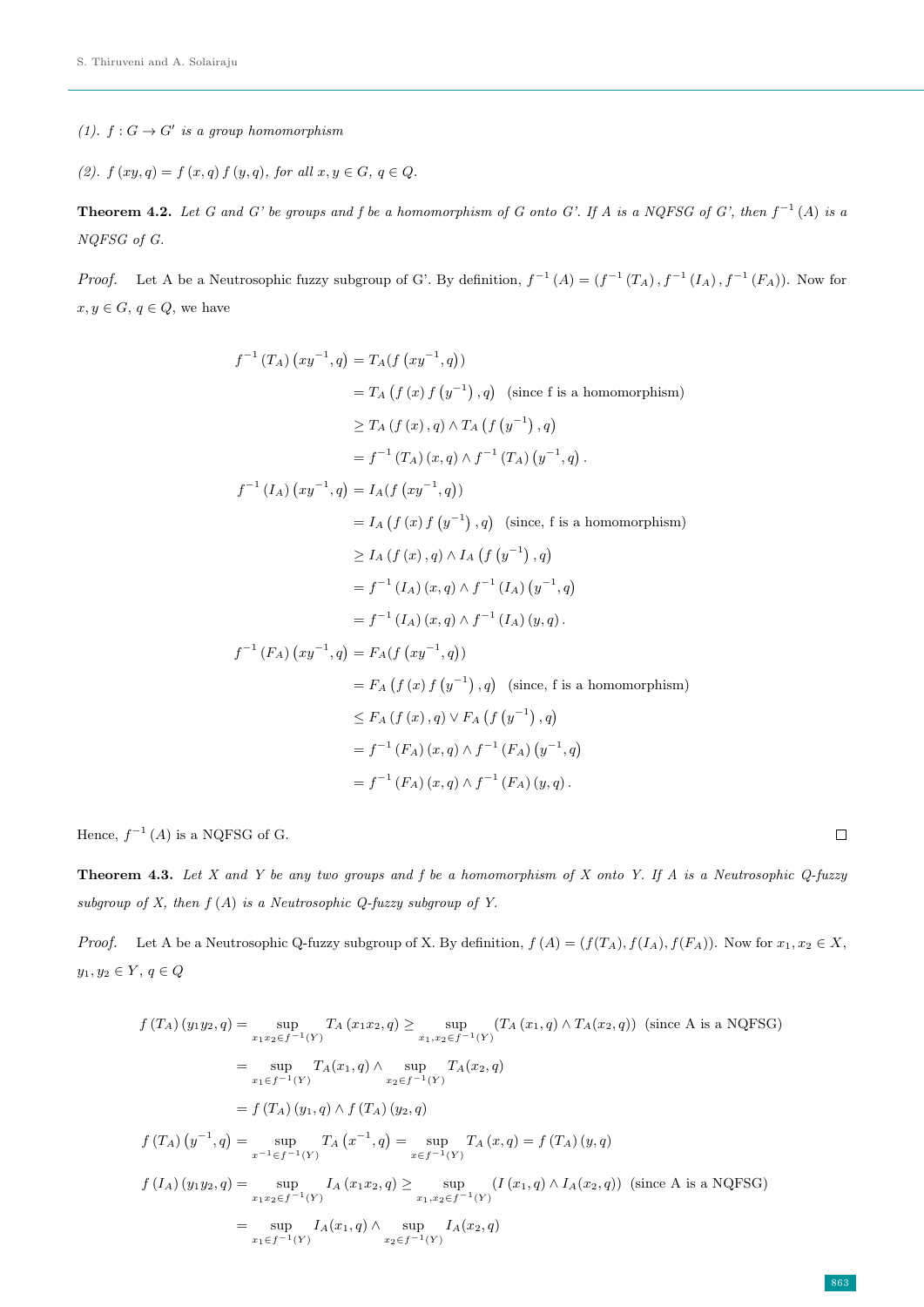*(1). $f : G \to G'$ is a group homomorphism*

*(2). $f(xy, q) = f(x, q) f(y, q)$, for all $x, y \in G$, $q \in Q$.*

**Theorem 4.2.** *Let G and G' be groups and f be a homomorphism of G onto G'. If A is a NQFSG of G', then $f^{-1}(A)$ is a NQFSG of G.*

*Proof.* Let A be a Neutrosophic fuzzy subgroup of G'. By definition, $f^{-1}(A) = (f^{-1}(T_A), f^{-1}(I_A), f^{-1}(F_A))$. Now for $x, y \in G$, $q \in Q$, we have

$$
\begin{aligned}
f^{-1}(T_A)(xy^{-1}, q) &= T_A(f(xy^{-1}, q)) \\
&= T_A\left(f(x) f\left(y^{-1}\right), q\right) \quad \text{(since f is a homomorphism)} \\
&\geq T_A(f(x), q) \wedge T_A\left(f\left(y^{-1}\right), q\right) \\
&= f^{-1}(T_A)(x, q) \wedge f^{-1}(T_A)\left(y^{-1}, q\right). \\
f^{-1}(I_A)(xy^{-1}, q) &= I_A(f(xy^{-1}, q)) \\
&= I_A\left(f(x) f\left(y^{-1}\right), q\right) \quad \text{(since, f is a homomorphism)} \\
&\geq I_A(f(x), q) \wedge I_A\left(f\left(y^{-1}\right), q\right) \\
&= f^{-1}(I_A)(x, q) \wedge f^{-1}(I_A)\left(y^{-1}, q\right) \\
&= f^{-1}(I_A)(x, q) \wedge f^{-1}(I_A)(y, q). \\
f^{-1}(F_A)(xy^{-1}, q) &= F_A(f(xy^{-1}, q)) \\
&= F_A\left(f(x) f\left(y^{-1}\right), q\right) \quad \text{(since, f is a homomorphism)} \\
&\leq F_A(f(x), q) \vee F_A\left(f\left(y^{-1}\right), q\right) \\
&= f^{-1}(F_A)(x, q) \wedge f^{-1}(F_A)\left(y^{-1}, q\right) \\
&= f^{-1}(F_A)(x, q) \wedge f^{-1}(F_A)(y, q).
\end{aligned}
$$

Hence, $f^{-1}(A)$ is a NQFSG of G. □

**Theorem 4.3.** *Let X and Y be any two groups and f be a homomorphism of X onto Y. If A is a Neutrosophic Q-fuzzy subgroup of X, then $f(A)$ is a Neutrosophic Q-fuzzy subgroup of Y.*

*Proof.* Let A be a Neutrosophic Q-fuzzy subgroup of X. By definition, $f(A) = (f(T_A), f(I_A), f(F_A))$. Now for $x_1, x_2 \in X$, $y_1, y_2 \in Y$, $q \in Q$

$$
\begin{aligned}
f(T_A)(y_1 y_2, q) &= \sup_{x_1 x_2 \in f^{-1}(Y)} T_A(x_1 x_2, q) \geq \sup_{x_1, x_2 \in f^{-1}(Y)} (T_A(x_1, q) \wedge T_A(x_2, q)) \quad \text{(since A is a NQFSG)} \\
&= \sup_{x_1 \in f^{-1}(Y)} T_A(x_1, q) \wedge \sup_{x_2 \in f^{-1}(Y)} T_A(x_2, q) \\
&= f(T_A)(y_1, q) \wedge f(T_A)(y_2, q) \\
f(T_A)\left(y^{-1}, q\right) &= \sup_{x^{-1} \in f^{-1}(Y)} T_A\left(x^{-1}, q\right) = \sup_{x \in f^{-1}(Y)} T_A(x, q) = f(T_A)(y, q) \\
f(I_A)(y_1 y_2, q) &= \sup_{x_1 x_2 \in f^{-1}(Y)} I_A(x_1 x_2, q) \geq \sup_{x_1, x_2 \in f^{-1}(Y)} (I(x_1, q) \wedge I_A(x_2, q)) \quad \text{(since A is a NQFSG)} \\
&= \sup_{x_1 \in f^{-1}(Y)} I_A(x_1, q) \wedge \sup_{x_2 \in f^{-1}(Y)} I_A(x_2, q)
\end{aligned}
$$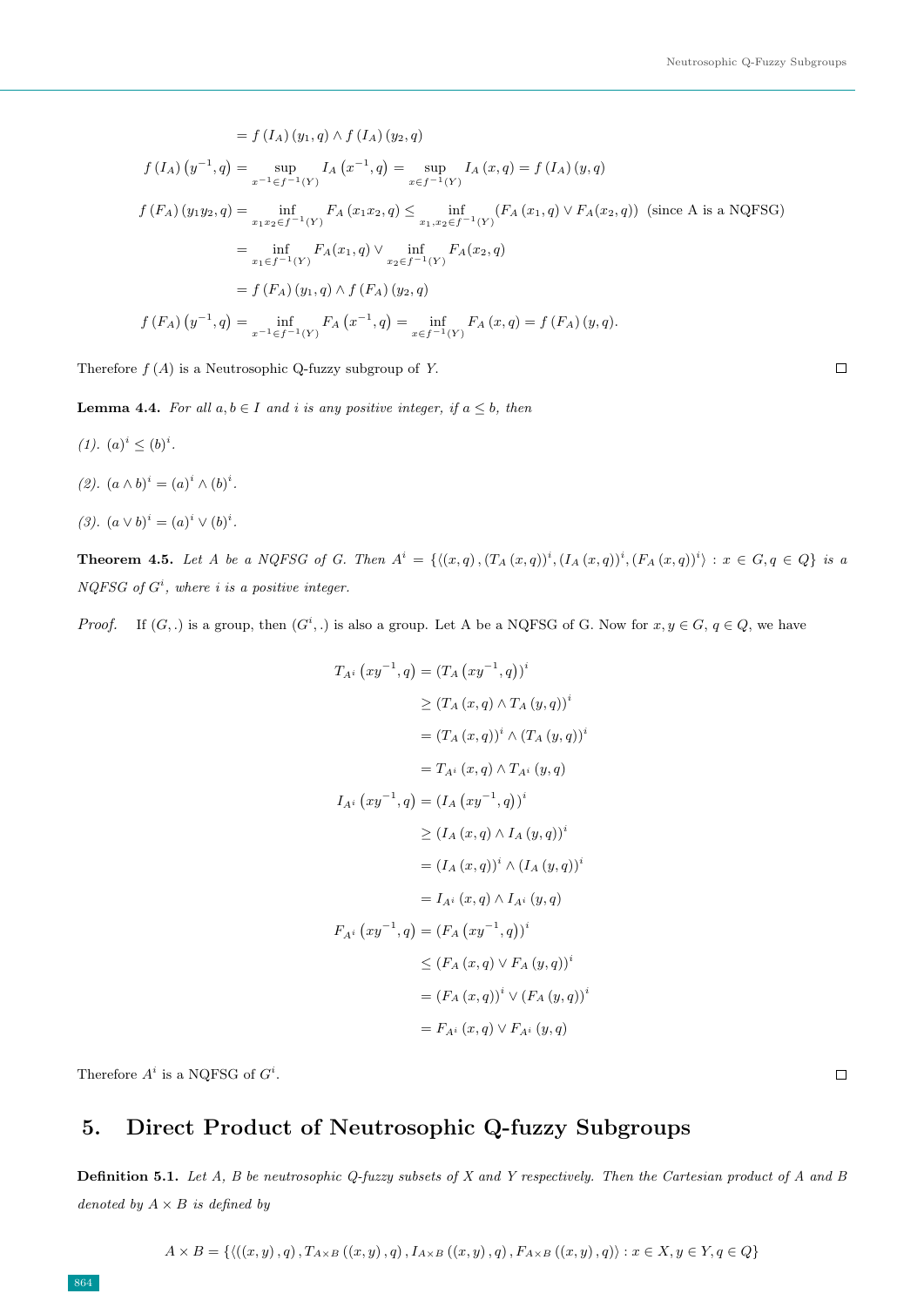$$= f(I_A)(y_1, q) \wedge f(I_A)(y_2, q)$$

$$f(I_A)\left(y^{-1}, q\right) = \sup_{x^{-1} \in f^{-1}(Y)} I_A\left(x^{-1}, q\right) = \sup_{x \in f^{-1}(Y)} I_A(x, q) = f(I_A)(y, q)$$

$$f(F_A)(y_1 y_2, q) = \inf_{x_1 x_2 \in f^{-1}(Y)} F_A(x_1 x_2, q) \leq \inf_{x_1, x_2 \in f^{-1}(Y)} (F_A(x_1, q) \vee F_A(x_2, q)) \text{ (since A is a NQFSG)}$$

$$= \inf_{x_1 \in f^{-1}(Y)} F_A(x_1, q) \vee \inf_{x_2 \in f^{-1}(Y)} F_A(x_2, q)$$

$$= f(F_A)(y_1, q) \wedge f(F_A)(y_2, q)$$

$$f(F_A)\left(y^{-1}, q\right) = \inf_{x^{-1} \in f^{-1}(Y)} F_A\left(x^{-1}, q\right) = \inf_{x \in f^{-1}(Y)} F_A(x, q) = f(F_A)(y, q).$$

Therefore $f(A)$ is a Neutrosophic Q-fuzzy subgroup of $Y$. □

**Lemma 4.4.** *For all $a, b \in I$ and $i$ is any positive integer, if $a \leq b$, then*

*(1). $(a)^i \leq (b)^i$.*

*(2). $(a \wedge b)^i = (a)^i \wedge (b)^i$.*

*(3). $(a \vee b)^i = (a)^i \vee (b)^i$.*

**Theorem 4.5.** *Let $A$ be a NQFSG of G. Then $A^i = \{\langle (x, q), (T_A(x, q))^i, (I_A(x, q))^i, (F_A(x, q))^i \rangle : x \in G, q \in Q\}$ is a NQFSG of $G^i$, where $i$ is a positive integer.*

*Proof.* If $(G, .)$ is a group, then $(G^i, .)$ is also a group. Let A be a NQFSG of G. Now for $x, y \in G$, $q \in Q$, we have

$$T_{A^i}\left(xy^{-1}, q\right) = \left(T_A\left(xy^{-1}, q\right)\right)^i$$
$$\geq \left(T_A(x, q) \wedge T_A(y, q)\right)^i$$
$$= \left(T_A(x, q)\right)^i \wedge \left(T_A(y, q)\right)^i$$
$$= T_{A^i}(x, q) \wedge T_{A^i}(y, q)$$

$$I_{A^i}\left(xy^{-1}, q\right) = \left(I_A\left(xy^{-1}, q\right)\right)^i$$
$$\geq \left(I_A(x, q) \wedge I_A(y, q)\right)^i$$
$$= \left(I_A(x, q)\right)^i \wedge \left(I_A(y, q)\right)^i$$
$$= I_{A^i}(x, q) \wedge I_{A^i}(y, q)$$

$$F_{A^i}\left(xy^{-1}, q\right) = \left(F_A\left(xy^{-1}, q\right)\right)^i$$
$$\leq \left(F_A(x, q) \vee F_A(y, q)\right)^i$$
$$= \left(F_A(x, q)\right)^i \vee \left(F_A(y, q)\right)^i$$
$$= F_{A^i}(x, q) \vee F_{A^i}(y, q)$$

Therefore $A^i$ is a NQFSG of $G^i$. □

## 5. Direct Product of Neutrosophic Q-fuzzy Subgroups

**Definition 5.1.** *Let A, B be neutrosophic Q-fuzzy subsets of X and Y respectively. Then the Cartesian product of A and B denoted by $A \times B$ is defined by*

$$A \times B = \{\langle ((x, y), q), T_{A \times B}((x, y), q), I_{A \times B}((x, y), q), F_{A \times B}((x, y), q) \rangle : x \in X, y \in Y, q \in Q\}$$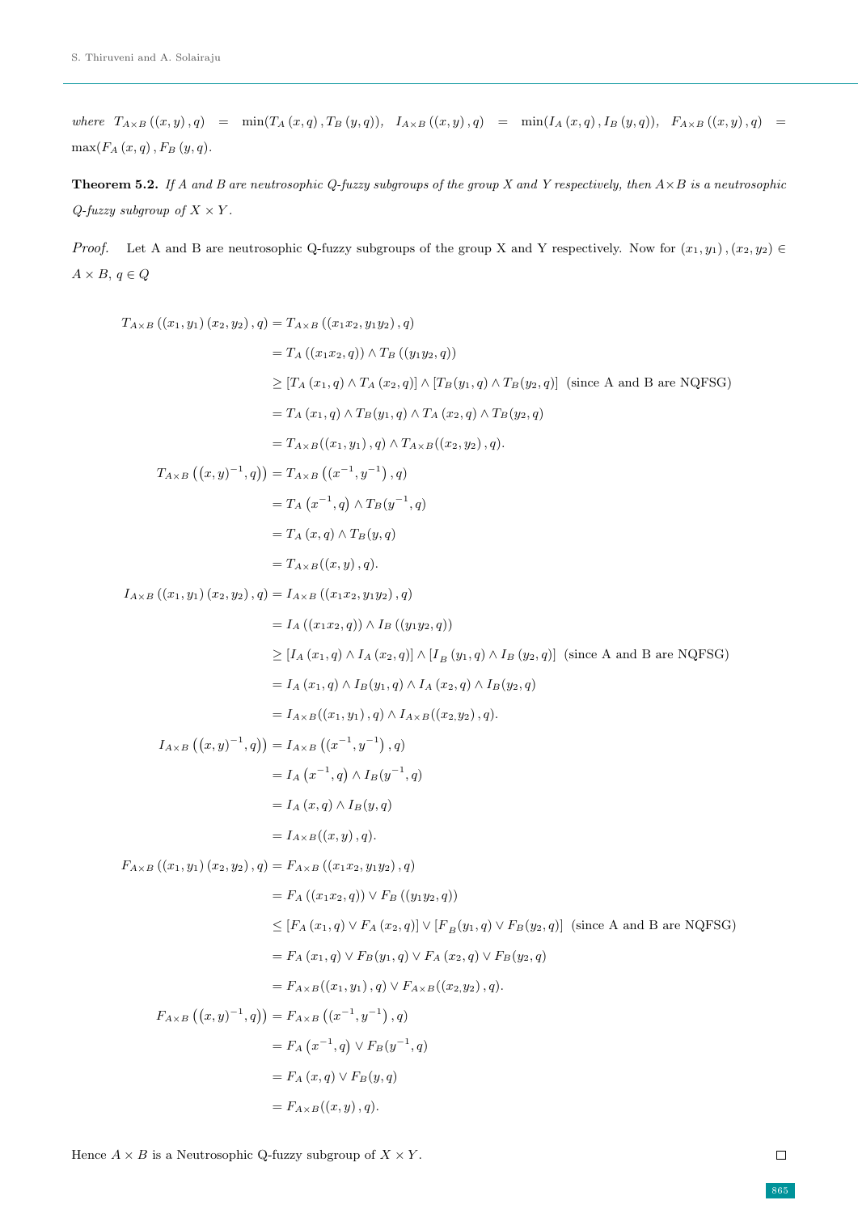*where* $T_{A\times B}((x,y),q) = \min(T_A(x,q), T_B(y,q))$, $I_{A\times B}((x,y),q) = \min(I_A(x,q), I_B(y,q))$, $F_{A\times B}((x,y),q) = \max(F_A(x,q), F_B(y,q)$.

**Theorem 5.2.** *If A and B are neutrosophic Q-fuzzy subgroups of the group X and Y respectively, then $A\times B$ is a neutrosophic Q-fuzzy subgroup of $X\times Y$.*

*Proof.* Let A and B are neutrosophic Q-fuzzy subgroups of the group X and Y respectively. Now for $(x_1,y_1),(x_2,y_2) \in A\times B$, $q\in Q$

$$
\begin{aligned}
T_{A\times B}((x_1,y_1)(x_2,y_2),q) &= T_{A\times B}((x_1x_2, y_1y_2),q) \\
&= T_A((x_1x_2,q)) \wedge T_B((y_1y_2,q)) \\
&\geq [T_A(x_1,q)\wedge T_A(x_2,q)] \wedge [T_B(y_1,q)\wedge T_B(y_2,q)] \text{ (since A and B are NQFSG)} \\
&= T_A(x_1,q)\wedge T_B(y_1,q)\wedge T_A(x_2,q)\wedge T_B(y_2,q) \\
&= T_{A\times B}((x_1,y_1),q)\wedge T_{A\times B}((x_2,y_2),q). \\
T_{A\times B}\left((x,y)^{-1},q)\right) &= T_{A\times B}\left((x^{-1},y^{-1}),q\right) \\
&= T_A\left(x^{-1},q\right)\wedge T_B(y^{-1},q) \\
&= T_A(x,q)\wedge T_B(y,q) \\
&= T_{A\times B}((x,y),q). \\
I_{A\times B}((x_1,y_1)(x_2,y_2),q) &= I_{A\times B}((x_1x_2,y_1y_2),q) \\
&= I_A((x_1x_2,q))\wedge I_B((y_1y_2,q)) \\
&\geq [I_A(x_1,q)\wedge I_A(x_2,q)]\wedge [I_B(y_1,q)\wedge I_B(y_2,q)] \text{ (since A and B are NQFSG)} \\
&= I_A(x_1,q)\wedge I_B(y_1,q)\wedge I_A(x_2,q)\wedge I_B(y_2,q) \\
&= I_{A\times B}((x_1,y_1),q)\wedge I_{A\times B}((x_2,y_2),q). \\
I_{A\times B}\left((x,y)^{-1},q)\right) &= I_{A\times B}\left((x^{-1},y^{-1}),q\right) \\
&= I_A\left(x^{-1},q\right)\wedge I_B(y^{-1},q) \\
&= I_A(x,q)\wedge I_B(y,q) \\
&= I_{A\times B}((x,y),q). \\
F_{A\times B}((x_1,y_1)(x_2,y_2),q) &= F_{A\times B}((x_1x_2,y_1y_2),q) \\
&= F_A((x_1x_2,q))\vee F_B((y_1y_2,q)) \\
&\leq [F_A(x_1,q)\vee F_A(x_2,q)]\vee [F_B(y_1,q)\vee F_B(y_2,q)] \text{ (since A and B are NQFSG)} \\
&= F_A(x_1,q)\vee F_B(y_1,q)\vee F_A(x_2,q)\vee F_B(y_2,q) \\
&= F_{A\times B}((x_1,y_1),q)\vee F_{A\times B}((x_2,y_2),q). \\
F_{A\times B}\left((x,y)^{-1},q)\right) &= F_{A\times B}\left((x^{-1},y^{-1}),q\right) \\
&= F_A\left(x^{-1},q\right)\vee F_B(y^{-1},q) \\
&= F_A(x,q)\vee F_B(y,q) \\
&= F_{A\times B}((x,y),q).
\end{aligned}
$$

Hence $A\times B$ is a Neutrosophic Q-fuzzy subgroup of $X\times Y$. □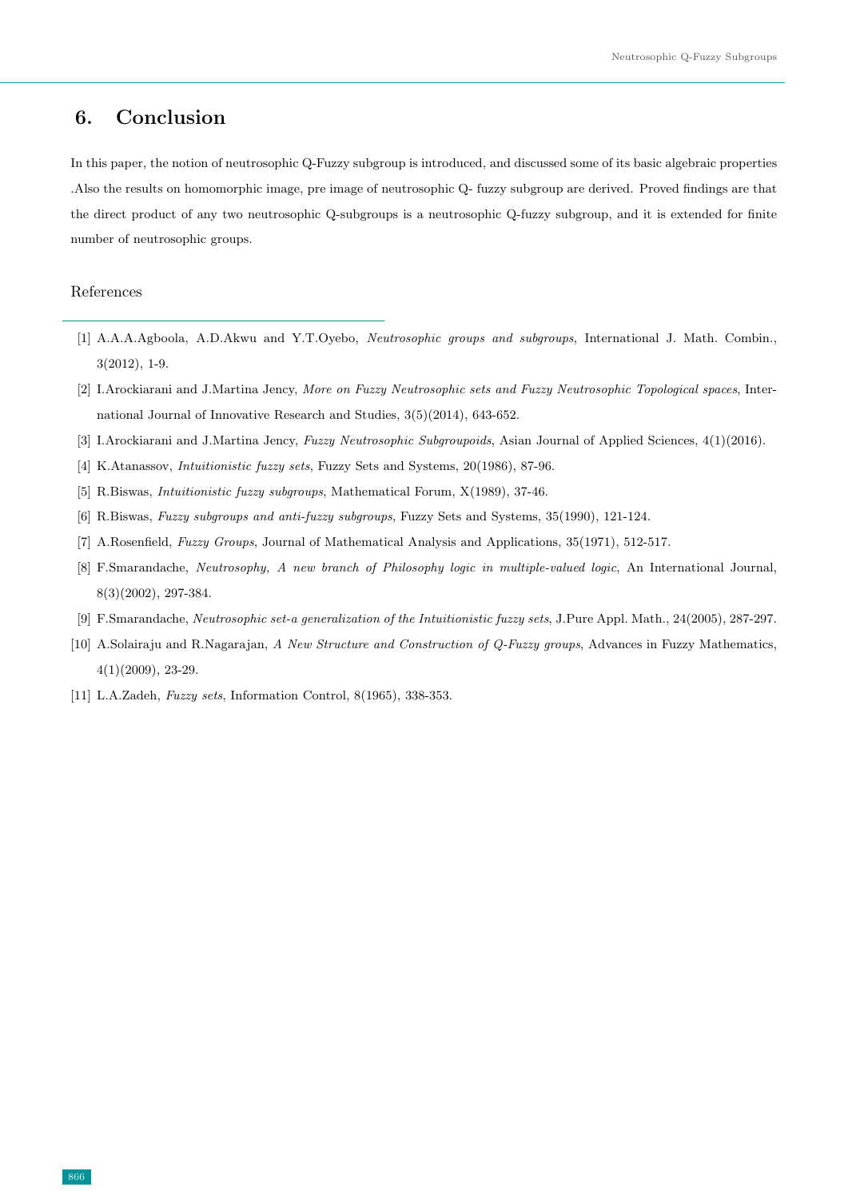## 6. Conclusion

In this paper, the notion of neutrosophic Q-Fuzzy subgroup is introduced, and discussed some of its basic algebraic properties .Also the results on homomorphic image, pre image of neutrosophic Q- fuzzy subgroup are derived. Proved findings are that the direct product of any two neutrosophic Q-subgroups is a neutrosophic Q-fuzzy subgroup, and it is extended for finite number of neutrosophic groups.

References

[1] A.A.A.Agboola, A.D.Akwu and Y.T.Oyebo, *Neutrosophic groups and subgroups*, International J. Math. Combin., 3(2012), 1-9.

[2] I.Arockiarani and J.Martina Jency, *More on Fuzzy Neutrosophic sets and Fuzzy Neutrosophic Topological spaces*, International Journal of Innovative Research and Studies, 3(5)(2014), 643-652.

[3] I.Arockiarani and J.Martina Jency, *Fuzzy Neutrosophic Subgroupoids*, Asian Journal of Applied Sciences, 4(1)(2016).

[4] K.Atanassov, *Intuitionistic fuzzy sets*, Fuzzy Sets and Systems, 20(1986), 87-96.

[5] R.Biswas, *Intuitionistic fuzzy subgroups*, Mathematical Forum, X(1989), 37-46.

[6] R.Biswas, *Fuzzy subgroups and anti-fuzzy subgroups*, Fuzzy Sets and Systems, 35(1990), 121-124.

[7] A.Rosenfield, *Fuzzy Groups*, Journal of Mathematical Analysis and Applications, 35(1971), 512-517.

[8] F.Smarandache, *Neutrosophy, A new branch of Philosophy logic in multiple-valued logic*, An International Journal, 8(3)(2002), 297-384.

[9] F.Smarandache, *Neutrosophic set-a generalization of the Intuitionistic fuzzy sets*, J.Pure Appl. Math., 24(2005), 287-297.

[10] A.Solairaju and R.Nagarajan, *A New Structure and Construction of Q-Fuzzy groups*, Advances in Fuzzy Mathematics, 4(1)(2009), 23-29.

[11] L.A.Zadeh, *Fuzzy sets*, Information Control, 8(1965), 338-353.